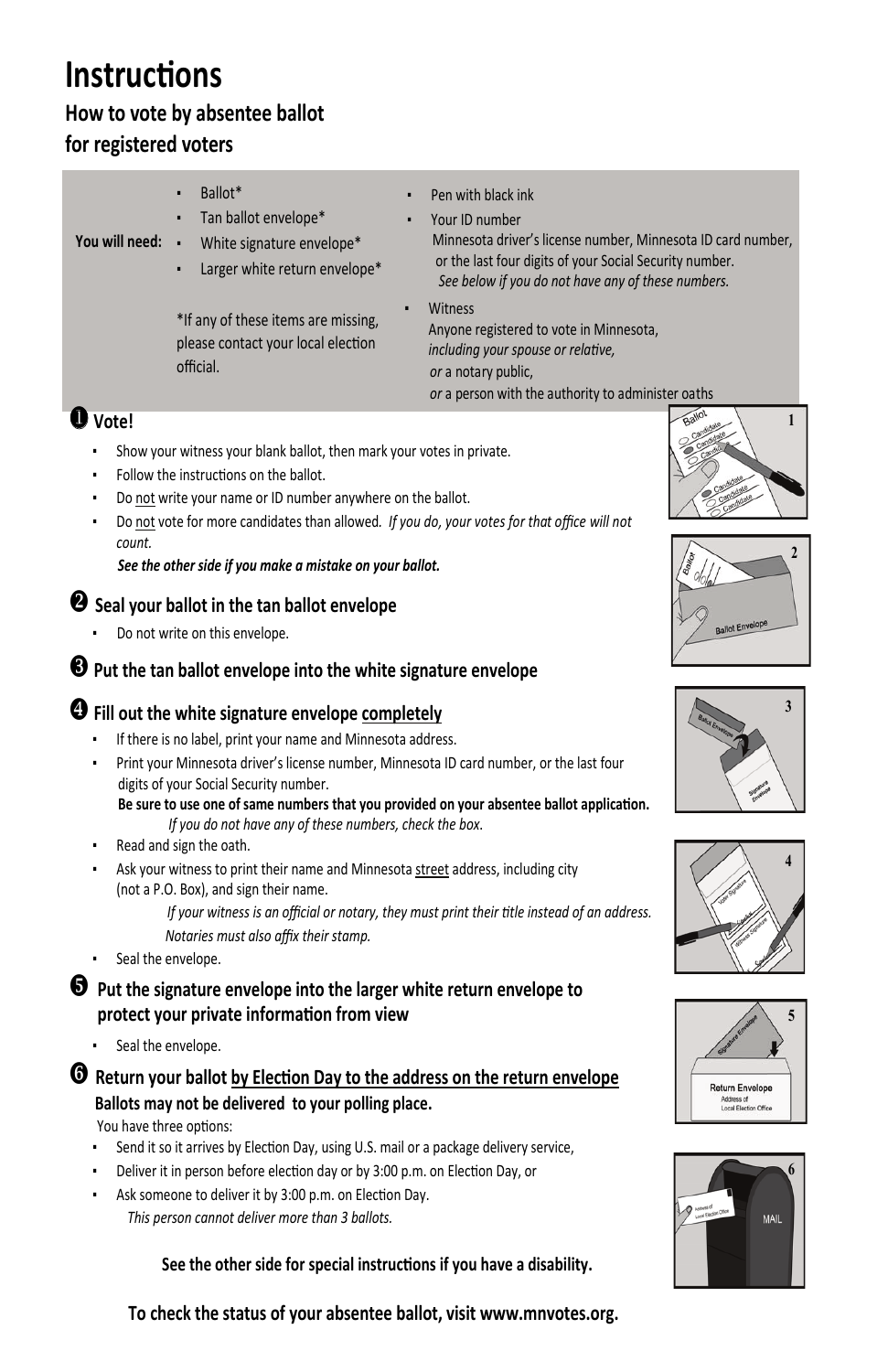# Instructions

## How to vote by absentee ballot for registered voters

**You will need:**

- Ballot*
- Tan ballot envelope*
- White signature envelope*
- Larger white return envelope*

*If any of these items are missing, please contact your local election official.

- Pen with black ink
- Your ID number
  Minnesota driver's license number, Minnesota ID card number, or the last four digits of your Social Security number.
  *See below if you do not have any of these numbers.*
- Witness
  Anyone registered to vote in Minnesota, *including your spouse or relative,*
  *or* a notary public,
  *or* a person with the authority to administer oaths

### ❶ Vote!

- Show your witness your blank ballot, then mark your votes in private.
- Follow the instructions on the ballot.
- Do not write your name or ID number anywhere on the ballot.
- Do not vote for more candidates than allowed. *If you do, your votes for that office will not count.*

***See the other side if you make a mistake on your ballot.***

### ❷ Seal your ballot in the tan ballot envelope

- Do not write on this envelope.

### ❸ Put the tan ballot envelope into the white signature envelope

### ❹ Fill out the white signature envelope completely

- If there is no label, print your name and Minnesota address.
- Print your Minnesota driver's license number, Minnesota ID card number, or the last four digits of your Social Security number.
  **Be sure to use one of same numbers that you provided on your absentee ballot application.**
  *If you do not have any of these numbers, check the box.*
- Read and sign the oath.
- Ask your witness to print their name and Minnesota street address, including city (not a P.O. Box), and sign their name.
  *If your witness is an official or notary, they must print their title instead of an address. Notaries must also affix their stamp.*
- Seal the envelope.

### ❺ Put the signature envelope into the larger white return envelope to protect your private information from view

- Seal the envelope.

### ❻ Return your ballot by Election Day to the address on the return envelope

**Ballots may not be delivered to your polling place.**

You have three options:

- Send it so it arrives by Election Day, using U.S. mail or a package delivery service,
- Deliver it in person before election day or by 3:00 p.m. on Election Day, or
- Ask someone to deliver it by 3:00 p.m. on Election Day.
  *This person cannot deliver more than 3 ballots.*

**See the other side for special instructions if you have a disability.**

**To check the status of your absentee ballot, visit www.mnvotes.org.**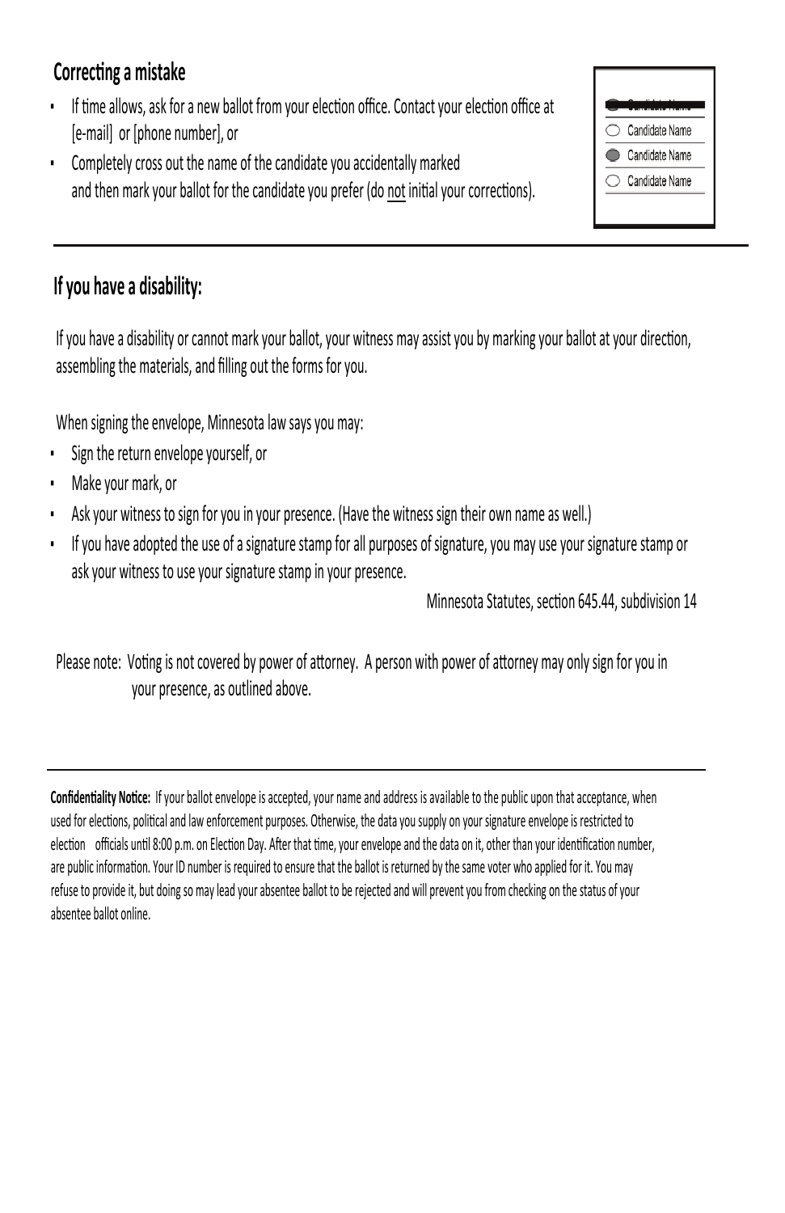## Correcting a mistake

- If time allows, ask for a new ballot from your election office. Contact your election office at [e-mail] or [phone number], or
- Completely cross out the name of the candidate you accidentally marked and then mark your ballot for the candidate you prefer (do not initial your corrections).

Candidate Name
Candidate Name
Candidate Name
Candidate Name

---

## If you have a disability:

If you have a disability or cannot mark your ballot, your witness may assist you by marking your ballot at your direction, assembling the materials, and filling out the forms for you.

When signing the envelope, Minnesota law says you may:

- Sign the return envelope yourself, or
- Make your mark, or
- Ask your witness to sign for you in your presence. (Have the witness sign their own name as well.)
- If you have adopted the use of a signature stamp for all purposes of signature, you may use your signature stamp or ask your witness to use your signature stamp in your presence.

Minnesota Statutes, section 645.44, subdivision 14

Please note: Voting is not covered by power of attorney. A person with power of attorney may only sign for you in your presence, as outlined above.

---

**Confidentiality Notice:** If your ballot envelope is accepted, your name and address is available to the public upon that acceptance, when used for elections, political and law enforcement purposes. Otherwise, the data you supply on your signature envelope is restricted to election officials until 8:00 p.m. on Election Day. After that time, your envelope and the data on it, other than your identification number, are public information. Your ID number is required to ensure that the ballot is returned by the same voter who applied for it. You may refuse to provide it, but doing so may lead your absentee ballot to be rejected and will prevent you from checking on the status of your absentee ballot online.